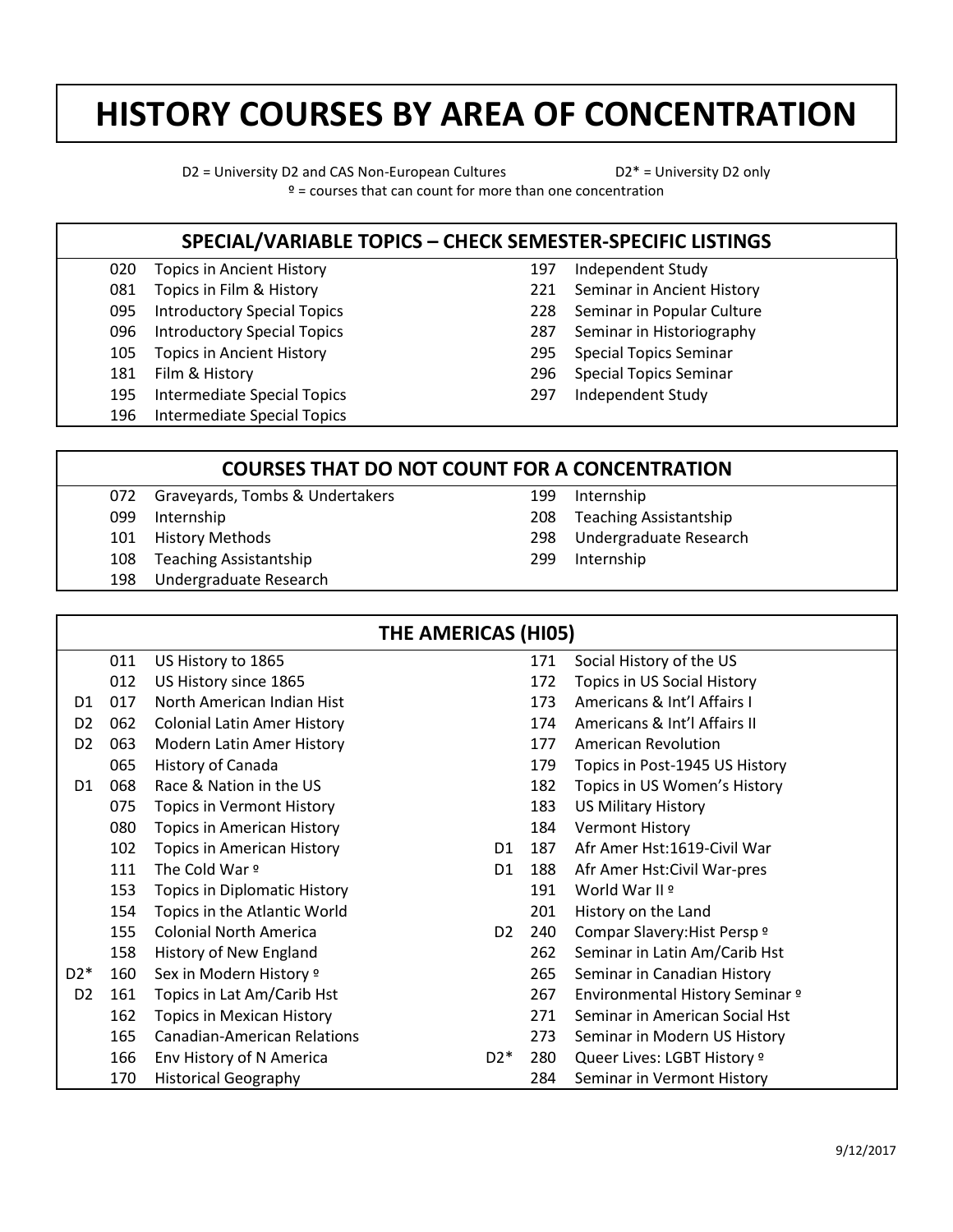# HISTORY COURSES BY AREA OF CONCENTRATION

D2 = University D2 and CAS Non-European Cultures D2* = University D2 only
º = courses that can count for more than one concentration

## SPECIAL/VARIABLE TOPICS – CHECK SEMESTER-SPECIFIC LISTINGS

| Course | Title | Course | Title |
|---|---|---|---|
| 020 | Topics in Ancient History | 197 | Independent Study |
| 081 | Topics in Film & History | 221 | Seminar in Ancient History |
| 095 | Introductory Special Topics | 228 | Seminar in Popular Culture |
| 096 | Introductory Special Topics | 287 | Seminar in Historiography |
| 105 | Topics in Ancient History | 295 | Special Topics Seminar |
| 181 | Film & History | 296 | Special Topics Seminar |
| 195 | Intermediate Special Topics | 297 | Independent Study |
| 196 | Intermediate Special Topics | | |

## COURSES THAT DO NOT COUNT FOR A CONCENTRATION

| Course | Title | Course | Title |
|---|---|---|---|
| 072 | Graveyards, Tombs & Undertakers | 199 | Internship |
| 099 | Internship | 208 | Teaching Assistantship |
| 101 | History Methods | 298 | Undergraduate Research |
| 108 | Teaching Assistantship | 299 | Internship |
| 198 | Undergraduate Research | | |

## THE AMERICAS (HI05)

| | Course | Title | | Course | Title |
|---|---|---|---|---|---|
| | 011 | US History to 1865 | | 171 | Social History of the US |
| | 012 | US History since 1865 | | 172 | Topics in US Social History |
| D1 | 017 | North American Indian Hist | | 173 | Americans & Int'l Affairs I |
| D2 | 062 | Colonial Latin Amer History | | 174 | Americans & Int'l Affairs II |
| D2 | 063 | Modern Latin Amer History | | 177 | American Revolution |
| | 065 | History of Canada | | 179 | Topics in Post-1945 US History |
| D1 | 068 | Race & Nation in the US | | 182 | Topics in US Women's History |
| | 075 | Topics in Vermont History | | 183 | US Military History |
| | 080 | Topics in American History | | 184 | Vermont History |
| | 102 | Topics in American History | D1 | 187 | Afr Amer Hst:1619-Civil War |
| | 111 | The Cold War º | D1 | 188 | Afr Amer Hst:Civil War-pres |
| | 153 | Topics in Diplomatic History | | 191 | World War II º |
| | 154 | Topics in the Atlantic World | | 201 | History on the Land |
| | 155 | Colonial North America | D2 | 240 | Compar Slavery:Hist Persp º |
| | 158 | History of New England | | 262 | Seminar in Latin Am/Carib Hst |
| D2* | 160 | Sex in Modern History º | | 265 | Seminar in Canadian History |
| D2 | 161 | Topics in Lat Am/Carib Hst | | 267 | Environmental History Seminar º |
| | 162 | Topics in Mexican History | | 271 | Seminar in American Social Hst |
| | 165 | Canadian-American Relations | | 273 | Seminar in Modern US History |
| | 166 | Env History of N America | D2* | 280 | Queer Lives: LGBT History º |
| | 170 | Historical Geography | | 284 | Seminar in Vermont History |

9/12/2017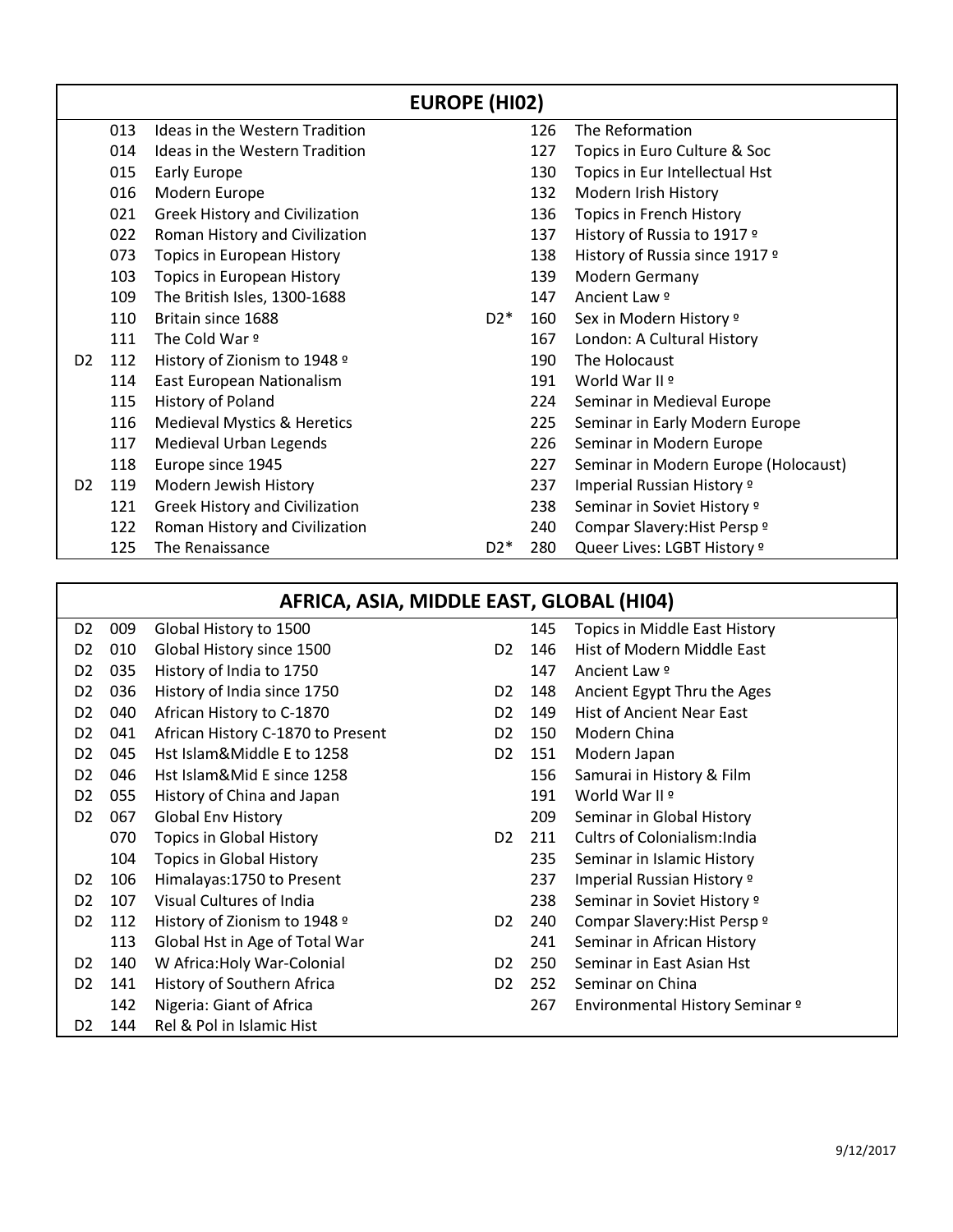## EUROPE (HI02)

| | | | | | |
|---|---|---|---|---|---|
| | 013 | Ideas in the Western Tradition | | 126 | The Reformation |
| | 014 | Ideas in the Western Tradition | | 127 | Topics in Euro Culture & Soc |
| | 015 | Early Europe | | 130 | Topics in Eur Intellectual Hst |
| | 016 | Modern Europe | | 132 | Modern Irish History |
| | 021 | Greek History and Civilization | | 136 | Topics in French History |
| | 022 | Roman History and Civilization | | 137 | History of Russia to 1917 º |
| | 073 | Topics in European History | | 138 | History of Russia since 1917 º |
| | 103 | Topics in European History | | 139 | Modern Germany |
| | 109 | The British Isles, 1300-1688 | | 147 | Ancient Law º |
| | 110 | Britain since 1688 | D2* | 160 | Sex in Modern History º |
| | 111 | The Cold War º | | 167 | London: A Cultural History |
| D2 | 112 | History of Zionism to 1948 º | | 190 | The Holocaust |
| | 114 | East European Nationalism | | 191 | World War II º |
| | 115 | History of Poland | | 224 | Seminar in Medieval Europe |
| | 116 | Medieval Mystics & Heretics | | 225 | Seminar in Early Modern Europe |
| | 117 | Medieval Urban Legends | | 226 | Seminar in Modern Europe |
| | 118 | Europe since 1945 | | 227 | Seminar in Modern Europe (Holocaust) |
| D2 | 119 | Modern Jewish History | | 237 | Imperial Russian History º |
| | 121 | Greek History and Civilization | | 238 | Seminar in Soviet History º |
| | 122 | Roman History and Civilization | | 240 | Compar Slavery:Hist Persp º |
| | 125 | The Renaissance | D2* | 280 | Queer Lives: LGBT History º |

## AFRICA, ASIA, MIDDLE EAST, GLOBAL (HI04)

| | | | | | |
|---|---|---|---|---|---|
| D2 | 009 | Global History to 1500 | | 145 | Topics in Middle East History |
| D2 | 010 | Global History since 1500 | D2 | 146 | Hist of Modern Middle East |
| D2 | 035 | History of India to 1750 | | 147 | Ancient Law º |
| D2 | 036 | History of India since 1750 | D2 | 148 | Ancient Egypt Thru the Ages |
| D2 | 040 | African History to C-1870 | D2 | 149 | Hist of Ancient Near East |
| D2 | 041 | African History C-1870 to Present | D2 | 150 | Modern China |
| D2 | 045 | Hst Islam&Middle E to 1258 | D2 | 151 | Modern Japan |
| D2 | 046 | Hst Islam&Mid E since 1258 | | 156 | Samurai in History & Film |
| D2 | 055 | History of China and Japan | | 191 | World War II º |
| D2 | 067 | Global Env History | | 209 | Seminar in Global History |
| | 070 | Topics in Global History | D2 | 211 | Cultrs of Colonialism:India |
| | 104 | Topics in Global History | | 235 | Seminar in Islamic History |
| D2 | 106 | Himalayas:1750 to Present | | 237 | Imperial Russian History º |
| D2 | 107 | Visual Cultures of India | | 238 | Seminar in Soviet History º |
| D2 | 112 | History of Zionism to 1948 º | D2 | 240 | Compar Slavery:Hist Persp º |
| | 113 | Global Hst in Age of Total War | | 241 | Seminar in African History |
| D2 | 140 | W Africa:Holy War-Colonial | D2 | 250 | Seminar in East Asian Hst |
| D2 | 141 | History of Southern Africa | D2 | 252 | Seminar on China |
| | 142 | Nigeria: Giant of Africa | | 267 | Environmental History Seminar º |
| D2 | 144 | Rel & Pol in Islamic Hist | | | |

9/12/2017